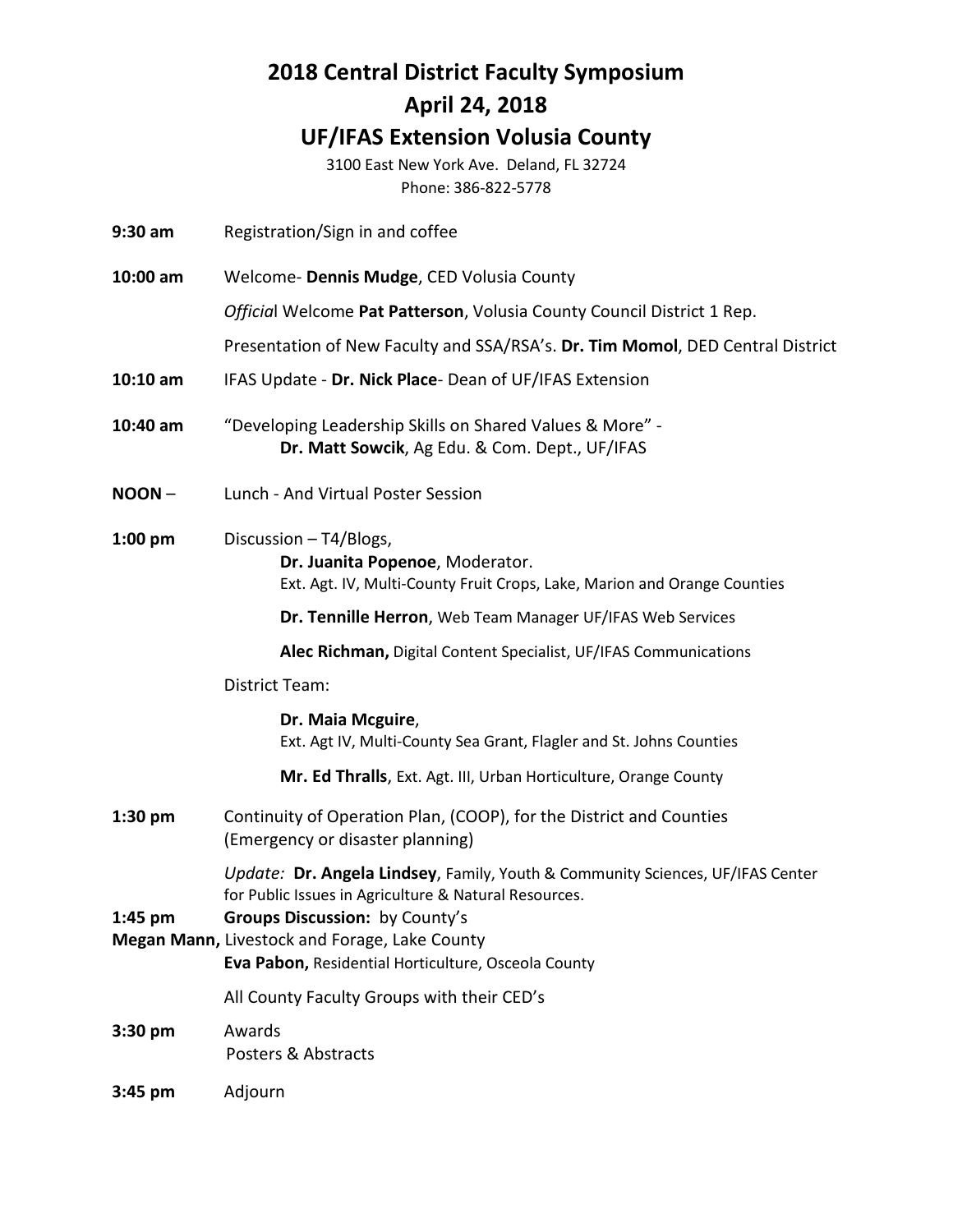# 2018 Central District Faculty Symposium

## April 24, 2018

## UF/IFAS Extension Volusia County

3100 East New York Ave. Deland, FL 32724
Phone: 386-822-5778

**9:30 am** Registration/Sign in and coffee

**10:00 am** Welcome- **Dennis Mudge**, CED Volusia County

*Officia*l Welcome **Pat Patterson**, Volusia County Council District 1 Rep.

Presentation of New Faculty and SSA/RSA's. **Dr. Tim Momol**, DED Central District

**10:10 am** IFAS Update - **Dr. Nick Place**- Dean of UF/IFAS Extension

**10:40 am** "Developing Leadership Skills on Shared Values & More" -
**Dr. Matt Sowcik**, Ag Edu. & Com. Dept., UF/IFAS

**NOON** – Lunch - And Virtual Poster Session

**1:00 pm** Discussion – T4/Blogs,

**Dr. Juanita Popenoe**, Moderator.
Ext. Agt. IV, Multi-County Fruit Crops, Lake, Marion and Orange Counties

**Dr. Tennille Herron**, Web Team Manager UF/IFAS Web Services

**Alec Richman,** Digital Content Specialist, UF/IFAS Communications

District Team:

**Dr. Maia Mcguire**,
Ext. Agt IV, Multi-County Sea Grant, Flagler and St. Johns Counties

**Mr. Ed Thralls**, Ext. Agt. III, Urban Horticulture, Orange County

**1:30 pm** Continuity of Operation Plan, (COOP), for the District and Counties
(Emergency or disaster planning)

*Update:* **Dr. Angela Lindsey**, Family, Youth & Community Sciences, UF/IFAS Center for Public Issues in Agriculture & Natural Resources.

**1:45 pm** **Groups Discussion:** by County's

**Megan Mann,** Livestock and Forage, Lake County

**Eva Pabon,** Residential Horticulture, Osceola County

All County Faculty Groups with their CED's

**3:30 pm** Awards
Posters & Abstracts

**3:45 pm** Adjourn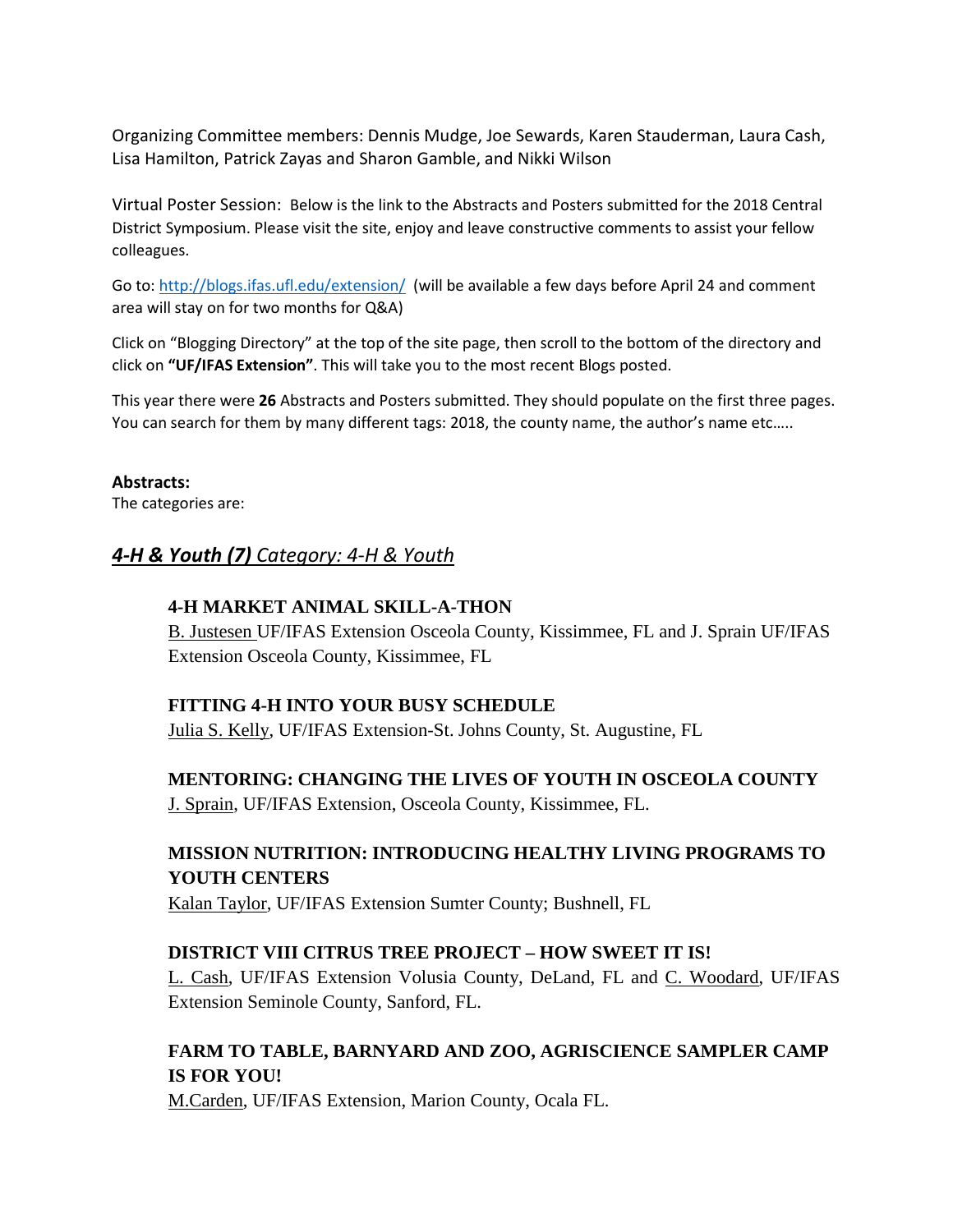Organizing Committee members: Dennis Mudge, Joe Sewards, Karen Stauderman, Laura Cash, Lisa Hamilton, Patrick Zayas and Sharon Gamble, and Nikki Wilson

Virtual Poster Session: Below is the link to the Abstracts and Posters submitted for the 2018 Central District Symposium. Please visit the site, enjoy and leave constructive comments to assist your fellow colleagues.

Go to: http://blogs.ifas.ufl.edu/extension/ (will be available a few days before April 24 and comment area will stay on for two months for Q&A)

Click on "Blogging Directory" at the top of the site page, then scroll to the bottom of the directory and click on **"UF/IFAS Extension"**. This will take you to the most recent Blogs posted.

This year there were **26** Abstracts and Posters submitted. They should populate on the first three pages. You can search for them by many different tags: 2018, the county name, the author's name etc…..

**Abstracts:**
The categories are:

## ***4-H & Youth (7)*** *Category: 4-H & Youth*

**4-H MARKET ANIMAL SKILL-A-THON**
B. Justesen UF/IFAS Extension Osceola County, Kissimmee, FL and J. Sprain UF/IFAS Extension Osceola County, Kissimmee, FL

**FITTING 4-H INTO YOUR BUSY SCHEDULE**
Julia S. Kelly, UF/IFAS Extension-St. Johns County, St. Augustine, FL

**MENTORING: CHANGING THE LIVES OF YOUTH IN OSCEOLA COUNTY**
J. Sprain, UF/IFAS Extension, Osceola County, Kissimmee, FL.

**MISSION NUTRITION: INTRODUCING HEALTHY LIVING PROGRAMS TO YOUTH CENTERS**
Kalan Taylor, UF/IFAS Extension Sumter County; Bushnell, FL

**DISTRICT VIII CITRUS TREE PROJECT – HOW SWEET IT IS!**
L. Cash, UF/IFAS Extension Volusia County, DeLand, FL and C. Woodard, UF/IFAS Extension Seminole County, Sanford, FL.

**FARM TO TABLE, BARNYARD AND ZOO, AGRISCIENCE SAMPLER CAMP IS FOR YOU!**
M.Carden, UF/IFAS Extension, Marion County, Ocala FL.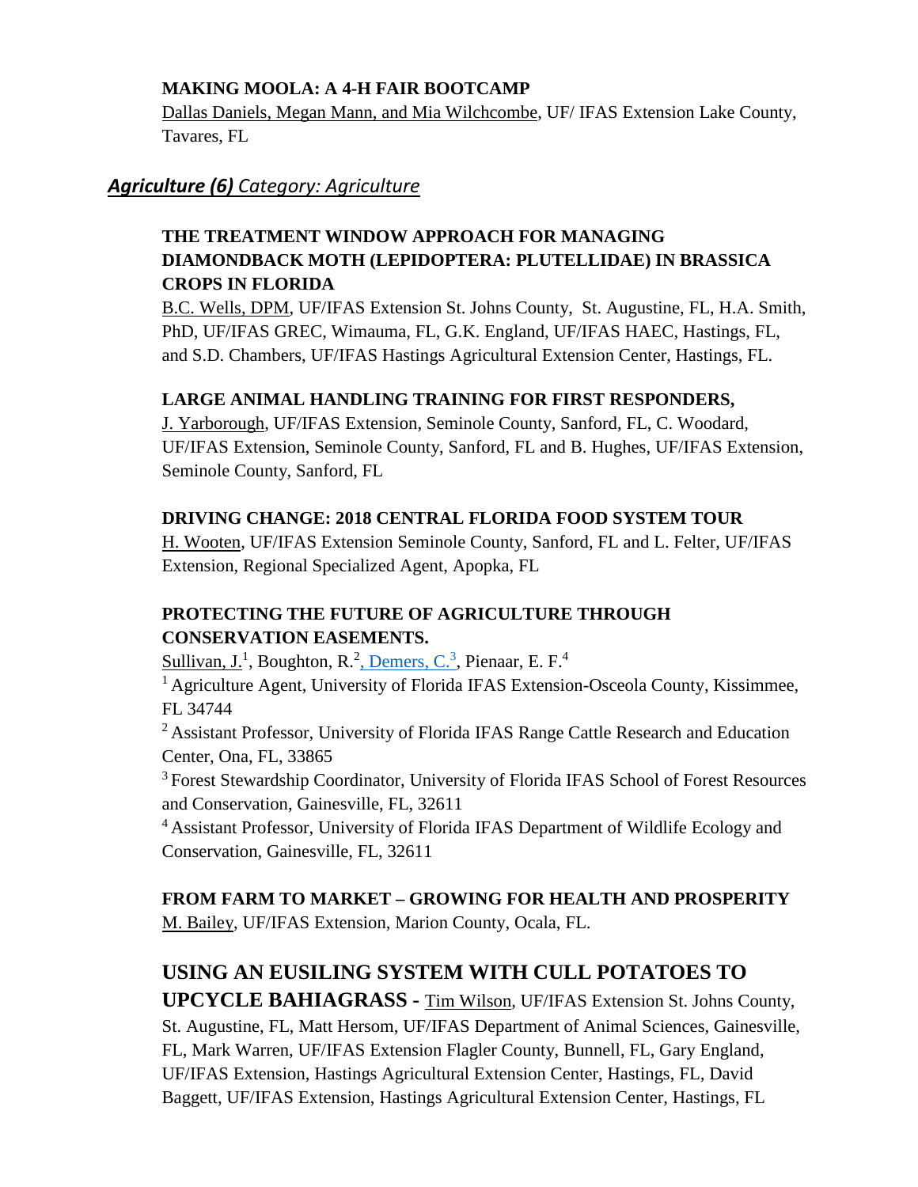**MAKING MOOLA: A 4-H FAIR BOOTCAMP**
Dallas Daniels, Megan Mann, and Mia Wilchcombe, UF/ IFAS Extension Lake County, Tavares, FL

## ***Agriculture (6)*** *Category: Agriculture*

**THE TREATMENT WINDOW APPROACH FOR MANAGING DIAMONDBACK MOTH (LEPIDOPTERA: PLUTELLIDAE) IN BRASSICA CROPS IN FLORIDA**
B.C. Wells, DPM, UF/IFAS Extension St. Johns County, St. Augustine, FL, H.A. Smith, PhD, UF/IFAS GREC, Wimauma, FL, G.K. England, UF/IFAS HAEC, Hastings, FL, and S.D. Chambers, UF/IFAS Hastings Agricultural Extension Center, Hastings, FL.

**LARGE ANIMAL HANDLING TRAINING FOR FIRST RESPONDERS,**
J. Yarborough, UF/IFAS Extension, Seminole County, Sanford, FL, C. Woodard, UF/IFAS Extension, Seminole County, Sanford, FL and B. Hughes, UF/IFAS Extension, Seminole County, Sanford, FL

**DRIVING CHANGE: 2018 CENTRAL FLORIDA FOOD SYSTEM TOUR**
H. Wooten, UF/IFAS Extension Seminole County, Sanford, FL and L. Felter, UF/IFAS Extension, Regional Specialized Agent, Apopka, FL

**PROTECTING THE FUTURE OF AGRICULTURE THROUGH CONSERVATION EASEMENTS.**
Sullivan, J.[1], Boughton, R.[2], Demers, C.[3], Pienaar, E. F.[4]
[1] Agriculture Agent, University of Florida IFAS Extension-Osceola County, Kissimmee, FL 34744
[2] Assistant Professor, University of Florida IFAS Range Cattle Research and Education Center, Ona, FL, 33865
[3] Forest Stewardship Coordinator, University of Florida IFAS School of Forest Resources and Conservation, Gainesville, FL, 32611
[4] Assistant Professor, University of Florida IFAS Department of Wildlife Ecology and Conservation, Gainesville, FL, 32611

**FROM FARM TO MARKET – GROWING FOR HEALTH AND PROSPERITY**
M. Bailey, UF/IFAS Extension, Marion County, Ocala, FL.

**USING AN EUSILING SYSTEM WITH CULL POTATOES TO UPCYCLE BAHIAGRASS -** Tim Wilson, UF/IFAS Extension St. Johns County, St. Augustine, FL, Matt Hersom, UF/IFAS Department of Animal Sciences, Gainesville, FL, Mark Warren, UF/IFAS Extension Flagler County, Bunnell, FL, Gary England, UF/IFAS Extension, Hastings Agricultural Extension Center, Hastings, FL, David Baggett, UF/IFAS Extension, Hastings Agricultural Extension Center, Hastings, FL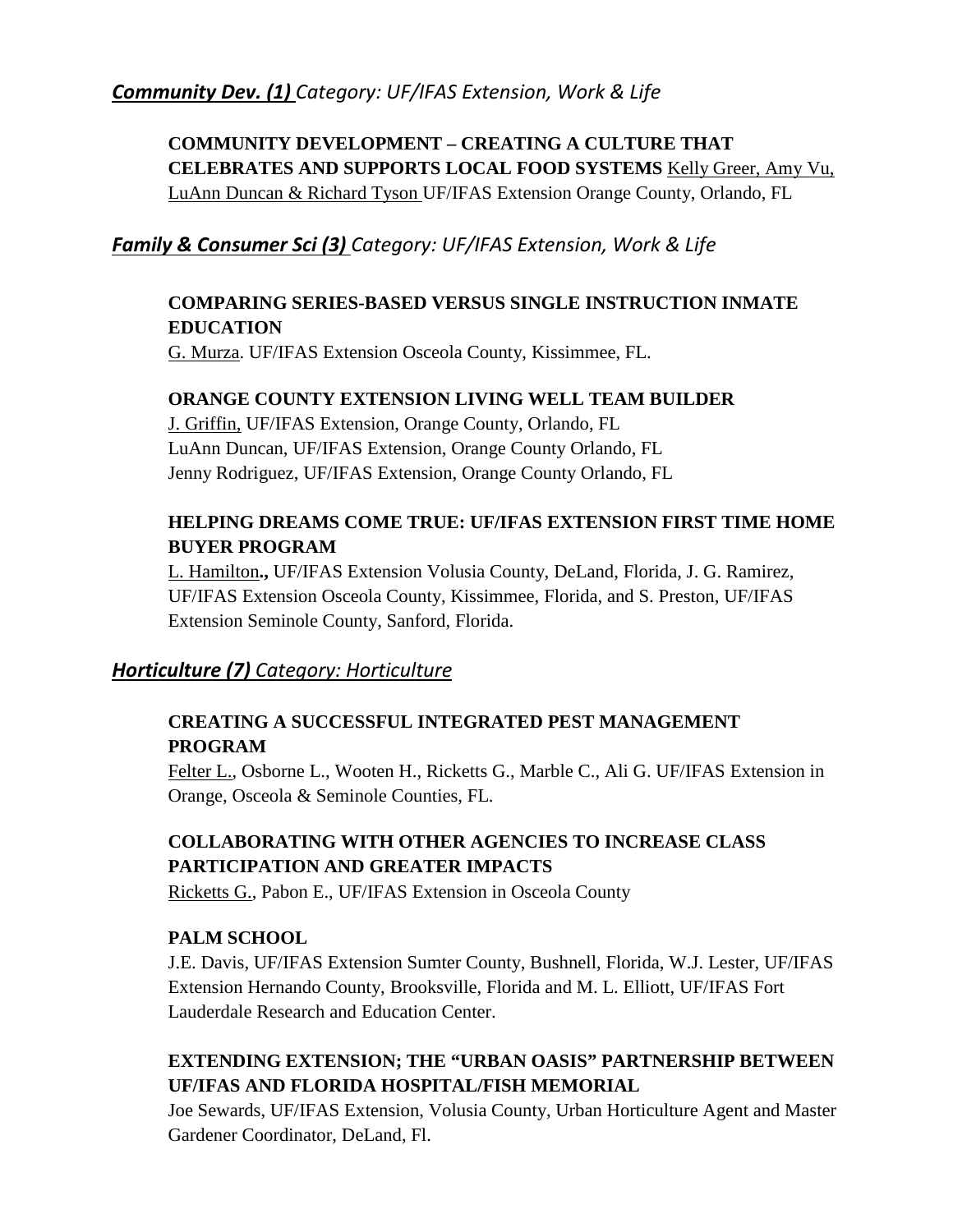## ***Community Dev. (1)*** *Category: UF/IFAS Extension, Work & Life*

**COMMUNITY DEVELOPMENT – CREATING A CULTURE THAT CELEBRATES AND SUPPORTS LOCAL FOOD SYSTEMS** Kelly Greer, Amy Vu, LuAnn Duncan & Richard Tyson UF/IFAS Extension Orange County, Orlando, FL

## ***Family & Consumer Sci (3)*** *Category: UF/IFAS Extension, Work & Life*

**COMPARING SERIES-BASED VERSUS SINGLE INSTRUCTION INMATE EDUCATION**
G. Murza. UF/IFAS Extension Osceola County, Kissimmee, FL.

**ORANGE COUNTY EXTENSION LIVING WELL TEAM BUILDER**
J. Griffin, UF/IFAS Extension, Orange County, Orlando, FL
LuAnn Duncan, UF/IFAS Extension, Orange County Orlando, FL
Jenny Rodriguez, UF/IFAS Extension, Orange County Orlando, FL

**HELPING DREAMS COME TRUE: UF/IFAS EXTENSION FIRST TIME HOME BUYER PROGRAM**
L. Hamilton**.,** UF/IFAS Extension Volusia County, DeLand, Florida, J. G. Ramirez, UF/IFAS Extension Osceola County, Kissimmee, Florida, and S. Preston, UF/IFAS Extension Seminole County, Sanford, Florida.

## ***Horticulture (7)*** *Category: Horticulture*

**CREATING A SUCCESSFUL INTEGRATED PEST MANAGEMENT PROGRAM**
Felter L., Osborne L., Wooten H., Ricketts G., Marble C., Ali G. UF/IFAS Extension in Orange, Osceola & Seminole Counties, FL.

**COLLABORATING WITH OTHER AGENCIES TO INCREASE CLASS PARTICIPATION AND GREATER IMPACTS**
Ricketts G., Pabon E., UF/IFAS Extension in Osceola County

**PALM SCHOOL**
J.E. Davis, UF/IFAS Extension Sumter County, Bushnell, Florida, W.J. Lester, UF/IFAS Extension Hernando County, Brooksville, Florida and M. L. Elliott, UF/IFAS Fort Lauderdale Research and Education Center.

**EXTENDING EXTENSION; THE "URBAN OASIS" PARTNERSHIP BETWEEN UF/IFAS AND FLORIDA HOSPITAL/FISH MEMORIAL**
Joe Sewards, UF/IFAS Extension, Volusia County, Urban Horticulture Agent and Master Gardener Coordinator, DeLand, Fl.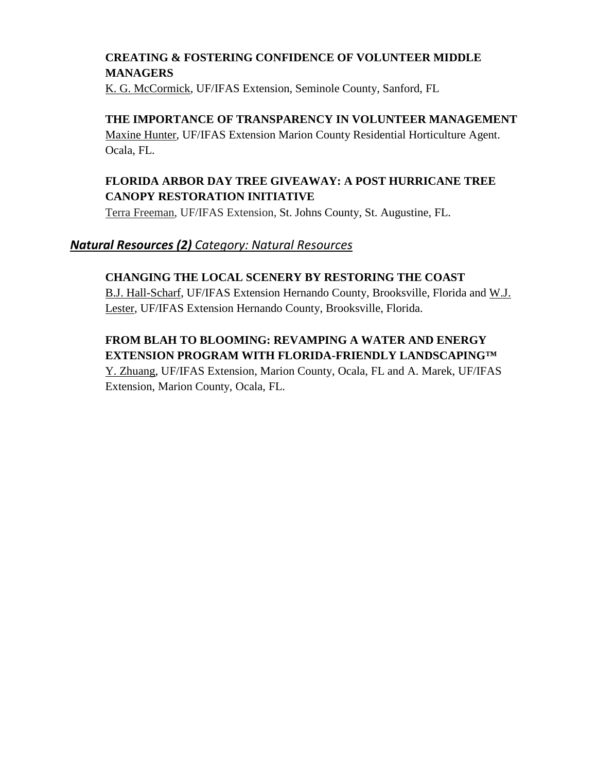**CREATING & FOSTERING CONFIDENCE OF VOLUNTEER MIDDLE MANAGERS**

K. G. McCormick, UF/IFAS Extension, Seminole County, Sanford, FL

**THE IMPORTANCE OF TRANSPARENCY IN VOLUNTEER MANAGEMENT**

Maxine Hunter, UF/IFAS Extension Marion County Residential Horticulture Agent. Ocala, FL.

**FLORIDA ARBOR DAY TREE GIVEAWAY: A POST HURRICANE TREE CANOPY RESTORATION INITIATIVE**

Terra Freeman, UF/IFAS Extension, St. Johns County, St. Augustine, FL.

## ***Natural Resources (2)*** *Category: Natural Resources*

**CHANGING THE LOCAL SCENERY BY RESTORING THE COAST**

B.J. Hall-Scharf, UF/IFAS Extension Hernando County, Brooksville, Florida and W.J. Lester, UF/IFAS Extension Hernando County, Brooksville, Florida.

**FROM BLAH TO BLOOMING: REVAMPING A WATER AND ENERGY EXTENSION PROGRAM WITH FLORIDA-FRIENDLY LANDSCAPING™**

Y. Zhuang, UF/IFAS Extension, Marion County, Ocala, FL and A. Marek, UF/IFAS Extension, Marion County, Ocala, FL.